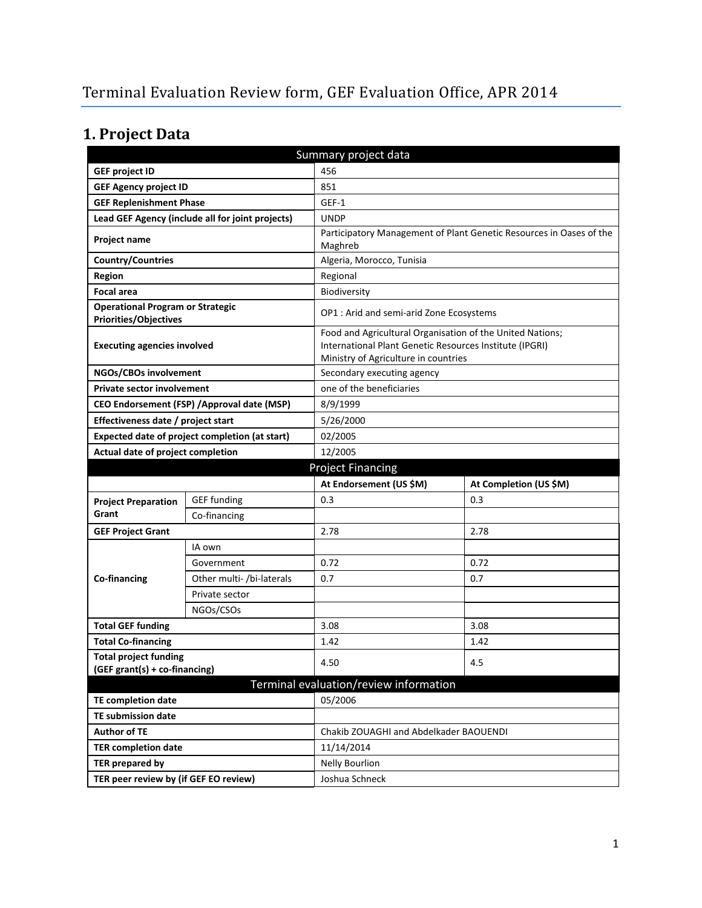# Terminal Evaluation Review form, GEF Evaluation Office, APR 2014

## 1. Project Data

| Summary project data | | | |
|---|---|---|---|
| **GEF project ID** | | 456 | |
| **GEF Agency project ID** | | 851 | |
| **GEF Replenishment Phase** | | GEF-1 | |
| **Lead GEF Agency (include all for joint projects)** | | UNDP | |
| **Project name** | | Participatory Management of Plant Genetic Resources in Oases of the Maghreb | |
| **Country/Countries** | | Algeria, Morocco, Tunisia | |
| **Region** | | Regional | |
| **Focal area** | | Biodiversity | |
| **Operational Program or Strategic Priorities/Objectives** | | OP1 : Arid and semi-arid Zone Ecosystems | |
| **Executing agencies involved** | | Food and Agricultural Organisation of the United Nations; International Plant Genetic Resources Institute (IPGRI) Ministry of Agriculture in countries | |
| **NGOs/CBOs involvement** | | Secondary executing agency | |
| **Private sector involvement** | | one of the beneficiaries | |
| **CEO Endorsement (FSP) /Approval date (MSP)** | | 8/9/1999 | |
| **Effectiveness date / project start** | | 5/26/2000 | |
| **Expected date of project completion (at start)** | | 02/2005 | |
| **Actual date of project completion** | | 12/2005 | |
| **Project Financing** | | | |
| | | **At Endorsement (US $M)** | **At Completion (US $M)** |
| **Project Preparation Grant** | GEF funding | 0.3 | 0.3 |
| | Co-financing | | |
| **GEF Project Grant** | | 2.78 | 2.78 |
| **Co-financing** | IA own | | |
| | Government | 0.72 | 0.72 |
| | Other multi- /bi-laterals | 0.7 | 0.7 |
| | Private sector | | |
| | NGOs/CSOs | | |
| **Total GEF funding** | | 3.08 | 3.08 |
| **Total Co-financing** | | 1.42 | 1.42 |
| **Total project funding (GEF grant(s) + co-financing)** | | 4.50 | 4.5 |
| **Terminal evaluation/review information** | | | |
| **TE completion date** | | 05/2006 | |
| **TE submission date** | | | |
| **Author of TE** | | Chakib ZOUAGHI and Abdelkader BAOUENDI | |
| **TER completion date** | | 11/14/2014 | |
| **TER prepared by** | | Nelly Bourlion | |
| **TER peer review by (if GEF EO review)** | | Joshua Schneck | |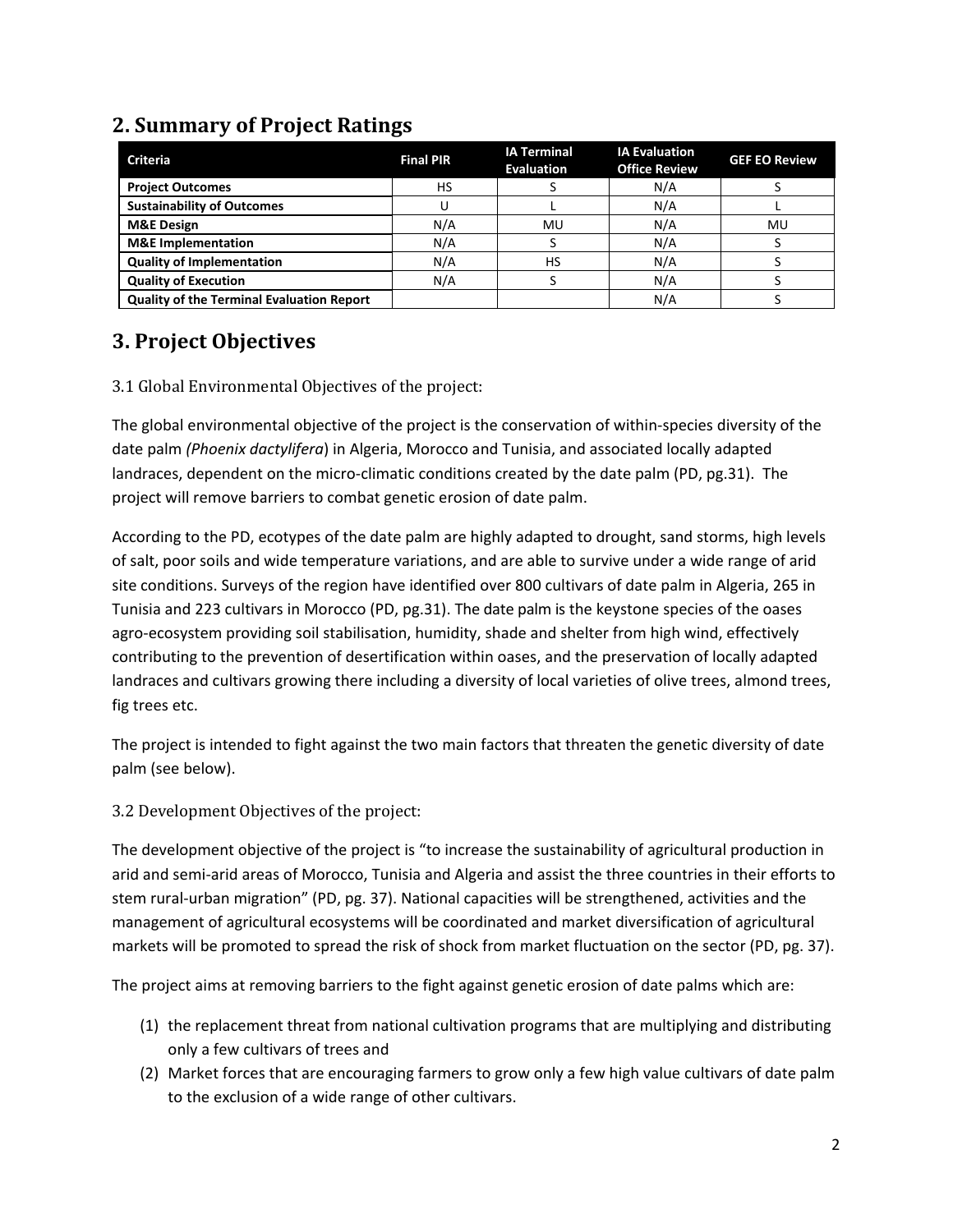## 2. Summary of Project Ratings

| Criteria | Final PIR | IA Terminal Evaluation | IA Evaluation Office Review | GEF EO Review |
|---|---|---|---|---|
| **Project Outcomes** | HS | S | N/A | S |
| **Sustainability of Outcomes** | U | L | N/A | L |
| **M&E Design** | N/A | MU | N/A | MU |
| **M&E Implementation** | N/A | S | N/A | S |
| **Quality of Implementation** | N/A | HS | N/A | S |
| **Quality of Execution** | N/A | S | N/A | S |
| **Quality of the Terminal Evaluation Report** | | | N/A | S |

## 3. Project Objectives

### 3.1 Global Environmental Objectives of the project:

The global environmental objective of the project is the conservation of within-species diversity of the date palm *(Phoenix dactylifera*) in Algeria, Morocco and Tunisia, and associated locally adapted landraces, dependent on the micro-climatic conditions created by the date palm (PD, pg.31). The project will remove barriers to combat genetic erosion of date palm.

According to the PD, ecotypes of the date palm are highly adapted to drought, sand storms, high levels of salt, poor soils and wide temperature variations, and are able to survive under a wide range of arid site conditions. Surveys of the region have identified over 800 cultivars of date palm in Algeria, 265 in Tunisia and 223 cultivars in Morocco (PD, pg.31). The date palm is the keystone species of the oases agro-ecosystem providing soil stabilisation, humidity, shade and shelter from high wind, effectively contributing to the prevention of desertification within oases, and the preservation of locally adapted landraces and cultivars growing there including a diversity of local varieties of olive trees, almond trees, fig trees etc.

The project is intended to fight against the two main factors that threaten the genetic diversity of date palm (see below).

### 3.2 Development Objectives of the project:

The development objective of the project is "to increase the sustainability of agricultural production in arid and semi-arid areas of Morocco, Tunisia and Algeria and assist the three countries in their efforts to stem rural-urban migration" (PD, pg. 37). National capacities will be strengthened, activities and the management of agricultural ecosystems will be coordinated and market diversification of agricultural markets will be promoted to spread the risk of shock from market fluctuation on the sector (PD, pg. 37).

The project aims at removing barriers to the fight against genetic erosion of date palms which are:

(1) the replacement threat from national cultivation programs that are multiplying and distributing only a few cultivars of trees and
(2) Market forces that are encouraging farmers to grow only a few high value cultivars of date palm to the exclusion of a wide range of other cultivars.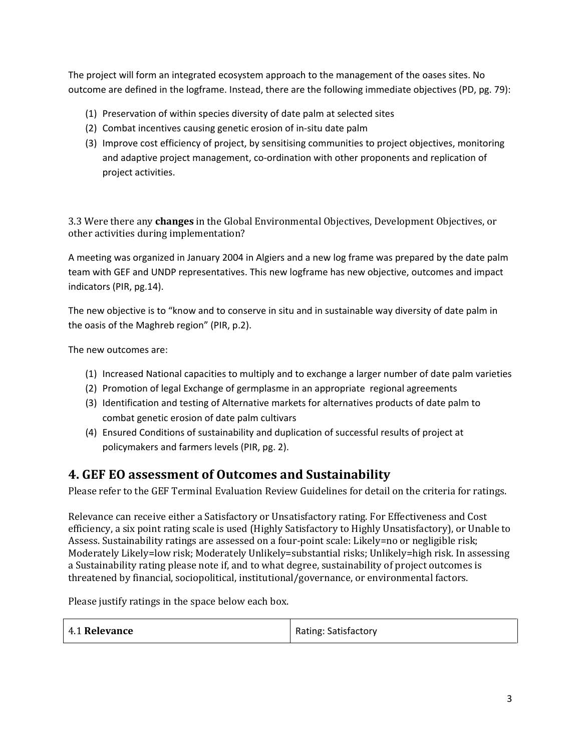The project will form an integrated ecosystem approach to the management of the oases sites. No outcome are defined in the logframe. Instead, there are the following immediate objectives (PD, pg. 79):

(1) Preservation of within species diversity of date palm at selected sites
(2) Combat incentives causing genetic erosion of in-situ date palm
(3) Improve cost efficiency of project, by sensitising communities to project objectives, monitoring and adaptive project management, co-ordination with other proponents and replication of project activities.

3.3 Were there any **changes** in the Global Environmental Objectives, Development Objectives, or other activities during implementation?

A meeting was organized in January 2004 in Algiers and a new log frame was prepared by the date palm team with GEF and UNDP representatives. This new logframe has new objective, outcomes and impact indicators (PIR, pg.14).

The new objective is to "know and to conserve in situ and in sustainable way diversity of date palm in the oasis of the Maghreb region" (PIR, p.2).

The new outcomes are:

(1) Increased National capacities to multiply and to exchange a larger number of date palm varieties
(2) Promotion of legal Exchange of germplasme in an appropriate regional agreements
(3) Identification and testing of Alternative markets for alternatives products of date palm to combat genetic erosion of date palm cultivars
(4) Ensured Conditions of sustainability and duplication of successful results of project at policymakers and farmers levels (PIR, pg. 2).

## 4. GEF EO assessment of Outcomes and Sustainability

Please refer to the GEF Terminal Evaluation Review Guidelines for detail on the criteria for ratings.

Relevance can receive either a Satisfactory or Unsatisfactory rating. For Effectiveness and Cost efficiency, a six point rating scale is used (Highly Satisfactory to Highly Unsatisfactory), or Unable to Assess. Sustainability ratings are assessed on a four-point scale: Likely=no or negligible risk; Moderately Likely=low risk; Moderately Unlikely=substantial risks; Unlikely=high risk. In assessing a Sustainability rating please note if, and to what degree, sustainability of project outcomes is threatened by financial, sociopolitical, institutional/governance, or environmental factors.

Please justify ratings in the space below each box.

| 4.1 **Relevance** | Rating: Satisfactory |
| --- | --- |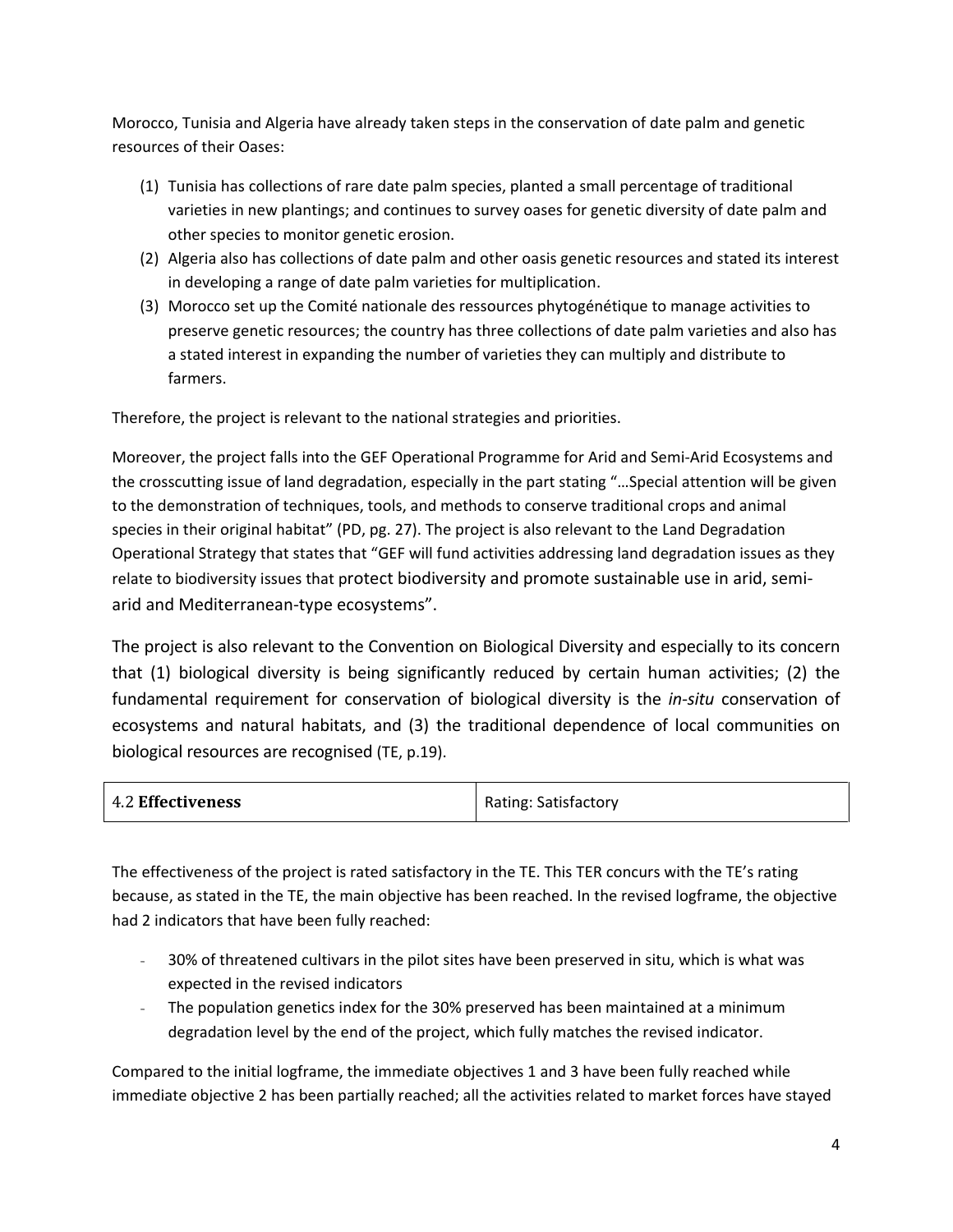Morocco, Tunisia and Algeria have already taken steps in the conservation of date palm and genetic resources of their Oases:

(1) Tunisia has collections of rare date palm species, planted a small percentage of traditional varieties in new plantings; and continues to survey oases for genetic diversity of date palm and other species to monitor genetic erosion.
(2) Algeria also has collections of date palm and other oasis genetic resources and stated its interest in developing a range of date palm varieties for multiplication.
(3) Morocco set up the Comité nationale des ressources phytogénétique to manage activities to preserve genetic resources; the country has three collections of date palm varieties and also has a stated interest in expanding the number of varieties they can multiply and distribute to farmers.

Therefore, the project is relevant to the national strategies and priorities.

Moreover, the project falls into the GEF Operational Programme for Arid and Semi-Arid Ecosystems and the crosscutting issue of land degradation, especially in the part stating "…Special attention will be given to the demonstration of techniques, tools, and methods to conserve traditional crops and animal species in their original habitat" (PD, pg. 27). The project is also relevant to the Land Degradation Operational Strategy that states that "GEF will fund activities addressing land degradation issues as they relate to biodiversity issues that protect biodiversity and promote sustainable use in arid, semi-arid and Mediterranean-type ecosystems".

The project is also relevant to the Convention on Biological Diversity and especially to its concern that (1) biological diversity is being significantly reduced by certain human activities; (2) the fundamental requirement for conservation of biological diversity is the *in-situ* conservation of ecosystems and natural habitats, and (3) the traditional dependence of local communities on biological resources are recognised (TE, p.19).

| 4.2 **Effectiveness** | Rating: Satisfactory |
|---|---|

The effectiveness of the project is rated satisfactory in the TE. This TER concurs with the TE's rating because, as stated in the TE, the main objective has been reached. In the revised logframe, the objective had 2 indicators that have been fully reached:

- 30% of threatened cultivars in the pilot sites have been preserved in situ, which is what was expected in the revised indicators
- The population genetics index for the 30% preserved has been maintained at a minimum degradation level by the end of the project, which fully matches the revised indicator.

Compared to the initial logframe, the immediate objectives 1 and 3 have been fully reached while immediate objective 2 has been partially reached; all the activities related to market forces have stayed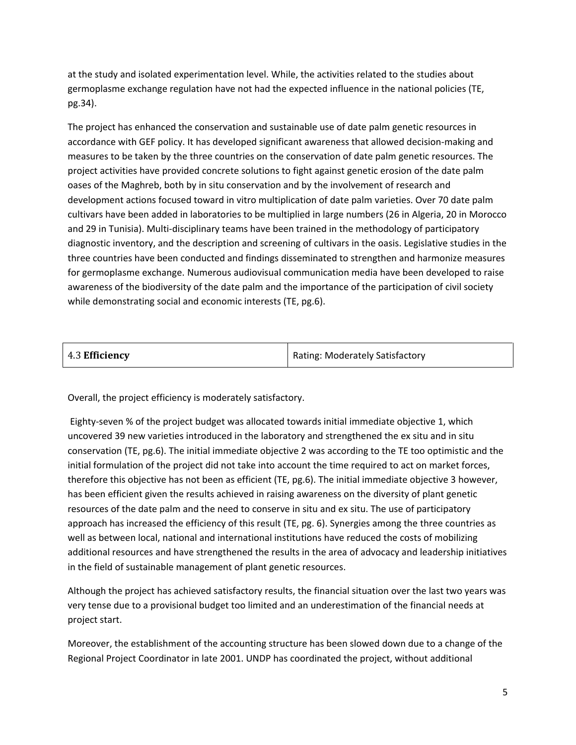at the study and isolated experimentation level. While, the activities related to the studies about germoplasme exchange regulation have not had the expected influence in the national policies (TE, pg.34).

The project has enhanced the conservation and sustainable use of date palm genetic resources in accordance with GEF policy. It has developed significant awareness that allowed decision-making and measures to be taken by the three countries on the conservation of date palm genetic resources. The project activities have provided concrete solutions to fight against genetic erosion of the date palm oases of the Maghreb, both by in situ conservation and by the involvement of research and development actions focused toward in vitro multiplication of date palm varieties. Over 70 date palm cultivars have been added in laboratories to be multiplied in large numbers (26 in Algeria, 20 in Morocco and 29 in Tunisia). Multi-disciplinary teams have been trained in the methodology of participatory diagnostic inventory, and the description and screening of cultivars in the oasis. Legislative studies in the three countries have been conducted and findings disseminated to strengthen and harmonize measures for germoplasme exchange. Numerous audiovisual communication media have been developed to raise awareness of the biodiversity of the date palm and the importance of the participation of civil society while demonstrating social and economic interests (TE, pg.6).

| 4.3 **Efficiency** | Rating: Moderately Satisfactory |
|---|---|

Overall, the project efficiency is moderately satisfactory.

Eighty-seven % of the project budget was allocated towards initial immediate objective 1, which uncovered 39 new varieties introduced in the laboratory and strengthened the ex situ and in situ conservation (TE, pg.6). The initial immediate objective 2 was according to the TE too optimistic and the initial formulation of the project did not take into account the time required to act on market forces, therefore this objective has not been as efficient (TE, pg.6). The initial immediate objective 3 however, has been efficient given the results achieved in raising awareness on the diversity of plant genetic resources of the date palm and the need to conserve in situ and ex situ. The use of participatory approach has increased the efficiency of this result (TE, pg. 6). Synergies among the three countries as well as between local, national and international institutions have reduced the costs of mobilizing additional resources and have strengthened the results in the area of advocacy and leadership initiatives in the field of sustainable management of plant genetic resources.

Although the project has achieved satisfactory results, the financial situation over the last two years was very tense due to a provisional budget too limited and an underestimation of the financial needs at project start.

Moreover, the establishment of the accounting structure has been slowed down due to a change of the Regional Project Coordinator in late 2001. UNDP has coordinated the project, without additional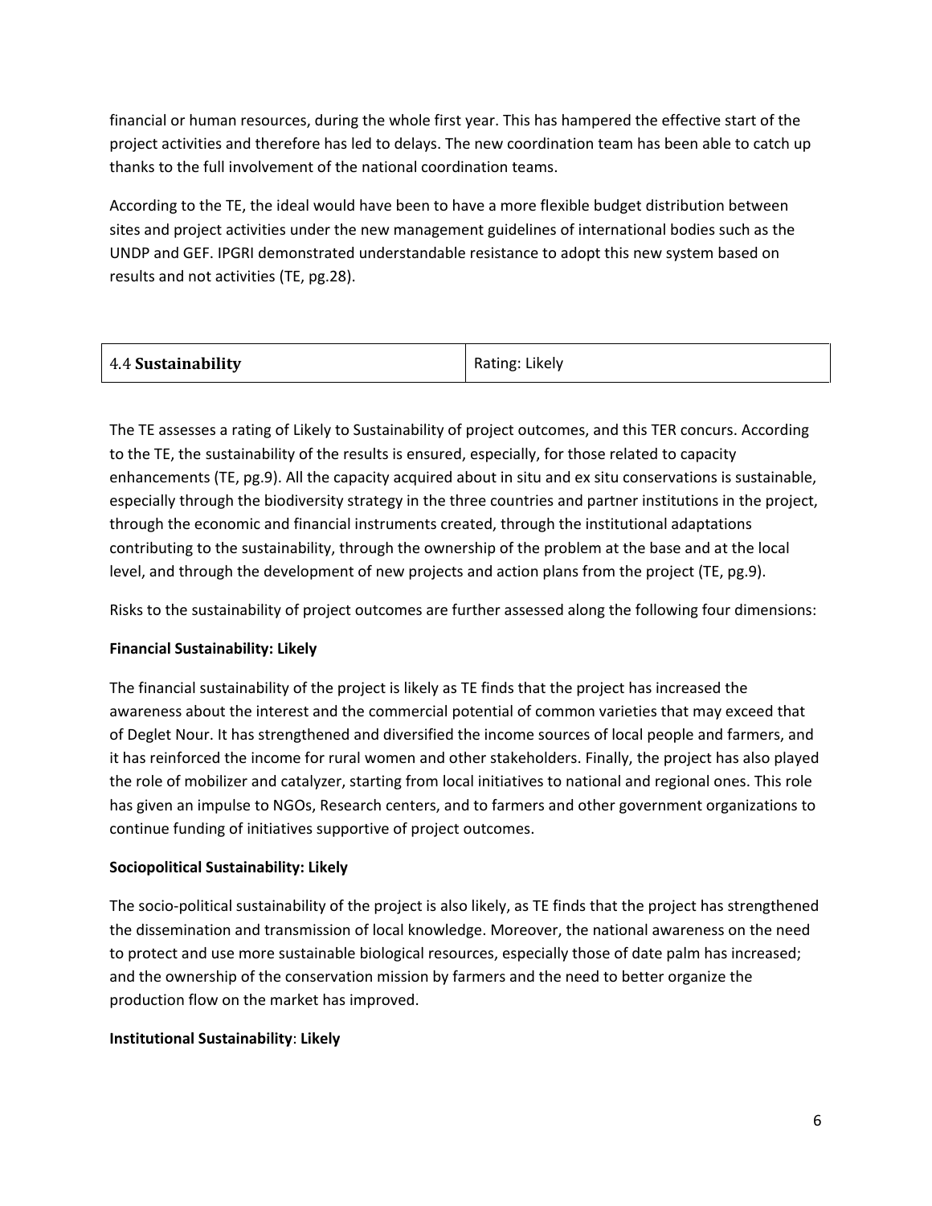financial or human resources, during the whole first year. This has hampered the effective start of the project activities and therefore has led to delays. The new coordination team has been able to catch up thanks to the full involvement of the national coordination teams.

According to the TE, the ideal would have been to have a more flexible budget distribution between sites and project activities under the new management guidelines of international bodies such as the UNDP and GEF. IPGRI demonstrated understandable resistance to adopt this new system based on results and not activities (TE, pg.28).

| 4.4 **Sustainability** | Rating: Likely |
|---|---|

The TE assesses a rating of Likely to Sustainability of project outcomes, and this TER concurs. According to the TE, the sustainability of the results is ensured, especially, for those related to capacity enhancements (TE, pg.9). All the capacity acquired about in situ and ex situ conservations is sustainable, especially through the biodiversity strategy in the three countries and partner institutions in the project, through the economic and financial instruments created, through the institutional adaptations contributing to the sustainability, through the ownership of the problem at the base and at the local level, and through the development of new projects and action plans from the project (TE, pg.9).

Risks to the sustainability of project outcomes are further assessed along the following four dimensions:

**Financial Sustainability: Likely**

The financial sustainability of the project is likely as TE finds that the project has increased the awareness about the interest and the commercial potential of common varieties that may exceed that of Deglet Nour. It has strengthened and diversified the income sources of local people and farmers, and it has reinforced the income for rural women and other stakeholders. Finally, the project has also played the role of mobilizer and catalyzer, starting from local initiatives to national and regional ones. This role has given an impulse to NGOs, Research centers, and to farmers and other government organizations to continue funding of initiatives supportive of project outcomes.

**Sociopolitical Sustainability: Likely**

The socio-political sustainability of the project is also likely, as TE finds that the project has strengthened the dissemination and transmission of local knowledge. Moreover, the national awareness on the need to protect and use more sustainable biological resources, especially those of date palm has increased; and the ownership of the conservation mission by farmers and the need to better organize the production flow on the market has improved.

**Institutional Sustainability**: **Likely**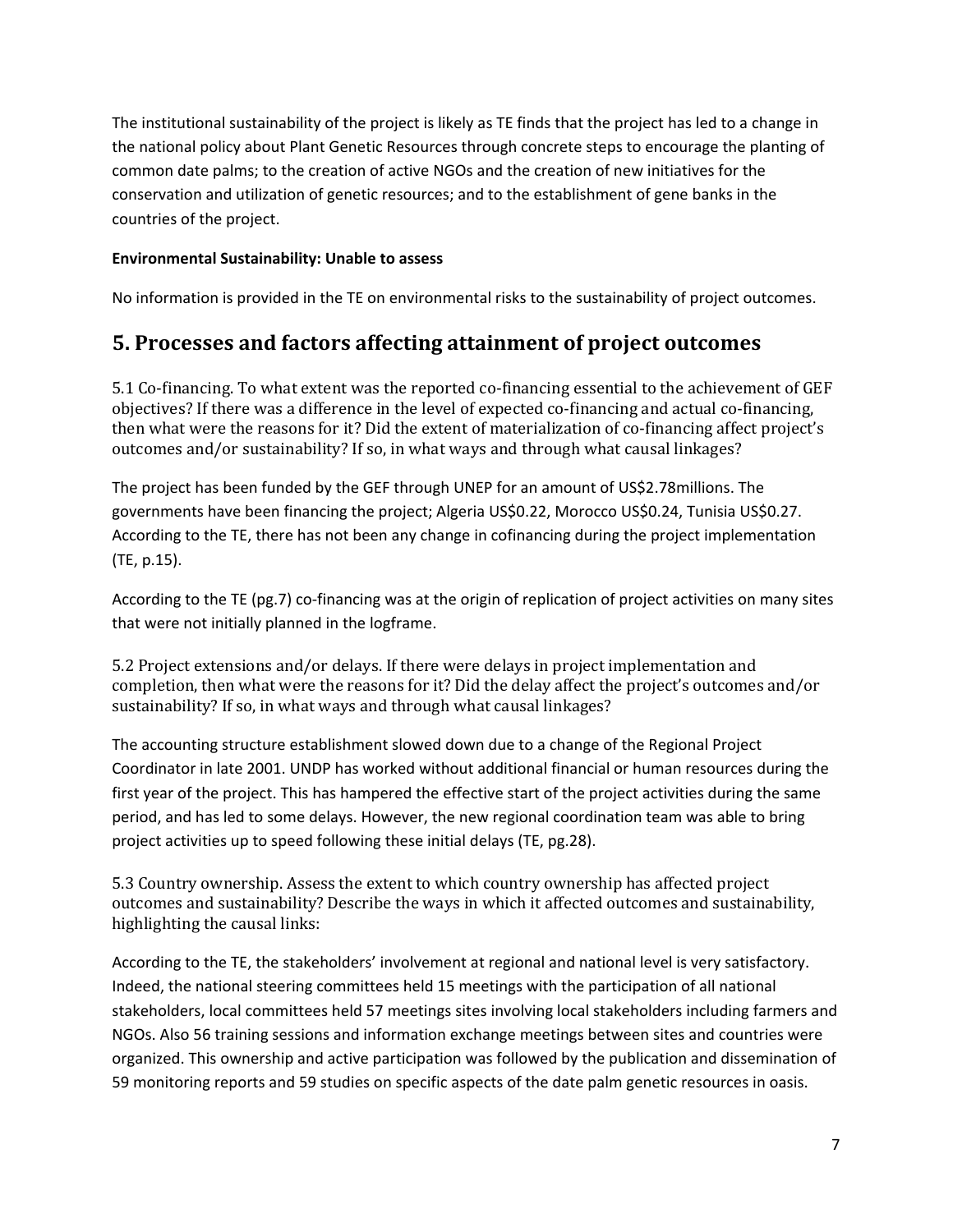The institutional sustainability of the project is likely as TE finds that the project has led to a change in the national policy about Plant Genetic Resources through concrete steps to encourage the planting of common date palms; to the creation of active NGOs and the creation of new initiatives for the conservation and utilization of genetic resources; and to the establishment of gene banks in the countries of the project.

**Environmental Sustainability: Unable to assess**

No information is provided in the TE on environmental risks to the sustainability of project outcomes.

## 5. Processes and factors affecting attainment of project outcomes

5.1 Co-financing. To what extent was the reported co-financing essential to the achievement of GEF objectives? If there was a difference in the level of expected co-financing and actual co-financing, then what were the reasons for it? Did the extent of materialization of co-financing affect project's outcomes and/or sustainability? If so, in what ways and through what causal linkages?

The project has been funded by the GEF through UNEP for an amount of US$2.78millions. The governments have been financing the project; Algeria US$0.22, Morocco US$0.24, Tunisia US$0.27. According to the TE, there has not been any change in cofinancing during the project implementation (TE, p.15).

According to the TE (pg.7) co-financing was at the origin of replication of project activities on many sites that were not initially planned in the logframe.

5.2 Project extensions and/or delays. If there were delays in project implementation and completion, then what were the reasons for it? Did the delay affect the project's outcomes and/or sustainability? If so, in what ways and through what causal linkages?

The accounting structure establishment slowed down due to a change of the Regional Project Coordinator in late 2001. UNDP has worked without additional financial or human resources during the first year of the project. This has hampered the effective start of the project activities during the same period, and has led to some delays. However, the new regional coordination team was able to bring project activities up to speed following these initial delays (TE, pg.28).

5.3 Country ownership. Assess the extent to which country ownership has affected project outcomes and sustainability? Describe the ways in which it affected outcomes and sustainability, highlighting the causal links:

According to the TE, the stakeholders' involvement at regional and national level is very satisfactory. Indeed, the national steering committees held 15 meetings with the participation of all national stakeholders, local committees held 57 meetings sites involving local stakeholders including farmers and NGOs. Also 56 training sessions and information exchange meetings between sites and countries were organized. This ownership and active participation was followed by the publication and dissemination of 59 monitoring reports and 59 studies on specific aspects of the date palm genetic resources in oasis.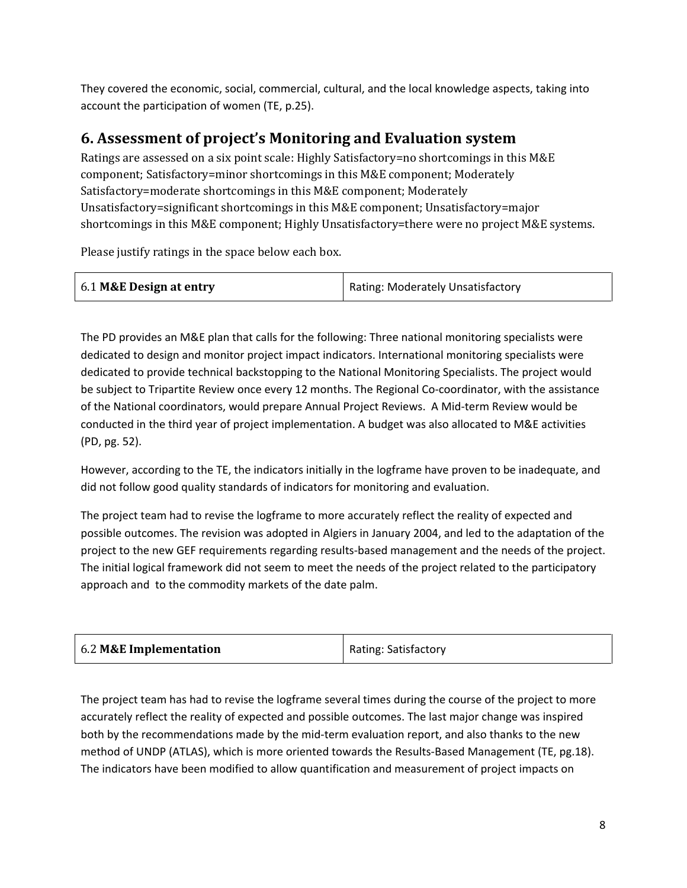They covered the economic, social, commercial, cultural, and the local knowledge aspects, taking into account the participation of women (TE, p.25).

## 6. Assessment of project's Monitoring and Evaluation system

Ratings are assessed on a six point scale: Highly Satisfactory=no shortcomings in this M&E component; Satisfactory=minor shortcomings in this M&E component; Moderately Satisfactory=moderate shortcomings in this M&E component; Moderately Unsatisfactory=significant shortcomings in this M&E component; Unsatisfactory=major shortcomings in this M&E component; Highly Unsatisfactory=there were no project M&E systems.

Please justify ratings in the space below each box.

| 6.1 **M&E Design at entry** | Rating: Moderately Unsatisfactory |
|---|---|

The PD provides an M&E plan that calls for the following: Three national monitoring specialists were dedicated to design and monitor project impact indicators. International monitoring specialists were dedicated to provide technical backstopping to the National Monitoring Specialists. The project would be subject to Tripartite Review once every 12 months. The Regional Co-coordinator, with the assistance of the National coordinators, would prepare Annual Project Reviews. A Mid-term Review would be conducted in the third year of project implementation. A budget was also allocated to M&E activities (PD, pg. 52).

However, according to the TE, the indicators initially in the logframe have proven to be inadequate, and did not follow good quality standards of indicators for monitoring and evaluation.

The project team had to revise the logframe to more accurately reflect the reality of expected and possible outcomes. The revision was adopted in Algiers in January 2004, and led to the adaptation of the project to the new GEF requirements regarding results-based management and the needs of the project. The initial logical framework did not seem to meet the needs of the project related to the participatory approach and to the commodity markets of the date palm.

| 6.2 **M&E Implementation** | Rating: Satisfactory |
|---|---|

The project team has had to revise the logframe several times during the course of the project to more accurately reflect the reality of expected and possible outcomes. The last major change was inspired both by the recommendations made by the mid-term evaluation report, and also thanks to the new method of UNDP (ATLAS), which is more oriented towards the Results-Based Management (TE, pg.18). The indicators have been modified to allow quantification and measurement of project impacts on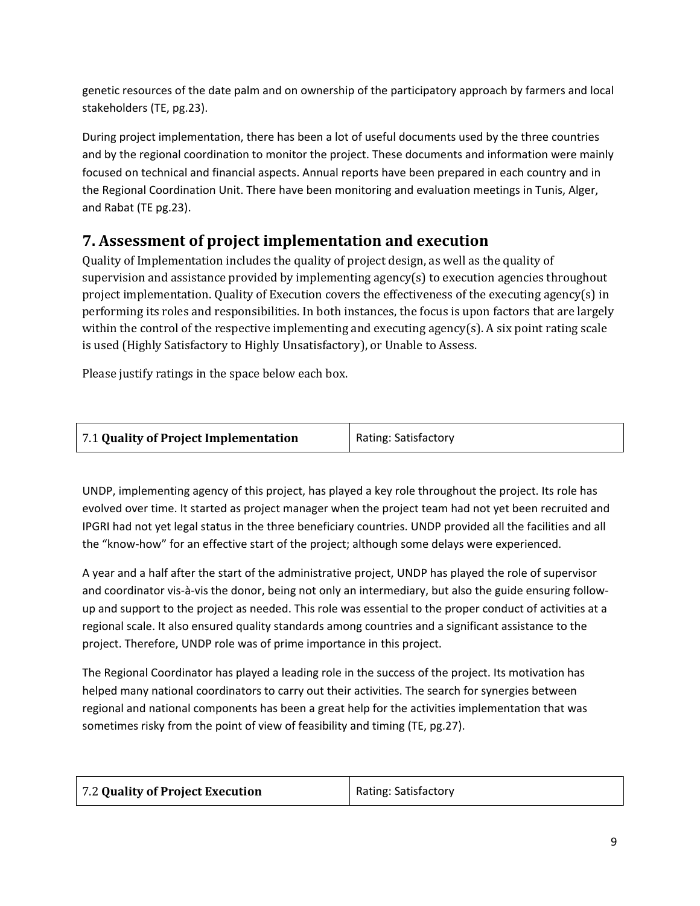genetic resources of the date palm and on ownership of the participatory approach by farmers and local stakeholders (TE, pg.23).

During project implementation, there has been a lot of useful documents used by the three countries and by the regional coordination to monitor the project. These documents and information were mainly focused on technical and financial aspects. Annual reports have been prepared in each country and in the Regional Coordination Unit. There have been monitoring and evaluation meetings in Tunis, Alger, and Rabat (TE pg.23).

## 7. Assessment of project implementation and execution

Quality of Implementation includes the quality of project design, as well as the quality of supervision and assistance provided by implementing agency(s) to execution agencies throughout project implementation. Quality of Execution covers the effectiveness of the executing agency(s) in performing its roles and responsibilities. In both instances, the focus is upon factors that are largely within the control of the respective implementing and executing agency(s). A six point rating scale is used (Highly Satisfactory to Highly Unsatisfactory), or Unable to Assess.

Please justify ratings in the space below each box.

| 7.1 **Quality of Project Implementation** | Rating: Satisfactory |
|---|---|

UNDP, implementing agency of this project, has played a key role throughout the project. Its role has evolved over time. It started as project manager when the project team had not yet been recruited and IPGRI had not yet legal status in the three beneficiary countries. UNDP provided all the facilities and all the "know-how" for an effective start of the project; although some delays were experienced.

A year and a half after the start of the administrative project, UNDP has played the role of supervisor and coordinator vis-à-vis the donor, being not only an intermediary, but also the guide ensuring follow-up and support to the project as needed. This role was essential to the proper conduct of activities at a regional scale. It also ensured quality standards among countries and a significant assistance to the project. Therefore, UNDP role was of prime importance in this project.

The Regional Coordinator has played a leading role in the success of the project. Its motivation has helped many national coordinators to carry out their activities. The search for synergies between regional and national components has been a great help for the activities implementation that was sometimes risky from the point of view of feasibility and timing (TE, pg.27).

| 7.2 **Quality of Project Execution** | Rating: Satisfactory |
|---|---|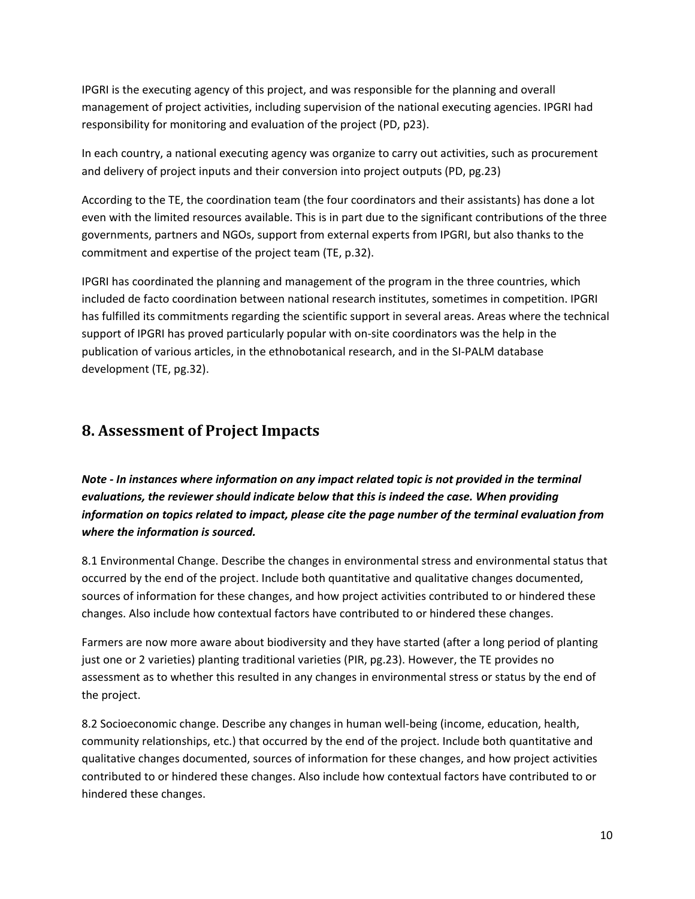IPGRI is the executing agency of this project, and was responsible for the planning and overall management of project activities, including supervision of the national executing agencies. IPGRI had responsibility for monitoring and evaluation of the project (PD, p23).

In each country, a national executing agency was organize to carry out activities, such as procurement and delivery of project inputs and their conversion into project outputs (PD, pg.23)

According to the TE, the coordination team (the four coordinators and their assistants) has done a lot even with the limited resources available. This is in part due to the significant contributions of the three governments, partners and NGOs, support from external experts from IPGRI, but also thanks to the commitment and expertise of the project team (TE, p.32).

IPGRI has coordinated the planning and management of the program in the three countries, which included de facto coordination between national research institutes, sometimes in competition. IPGRI has fulfilled its commitments regarding the scientific support in several areas. Areas where the technical support of IPGRI has proved particularly popular with on-site coordinators was the help in the publication of various articles, in the ethnobotanical research, and in the SI-PALM database development (TE, pg.32).

## 8. Assessment of Project Impacts

***Note - In instances where information on any impact related topic is not provided in the terminal evaluations, the reviewer should indicate below that this is indeed the case. When providing information on topics related to impact, please cite the page number of the terminal evaluation from where the information is sourced.***

8.1 Environmental Change. Describe the changes in environmental stress and environmental status that occurred by the end of the project. Include both quantitative and qualitative changes documented, sources of information for these changes, and how project activities contributed to or hindered these changes. Also include how contextual factors have contributed to or hindered these changes.

Farmers are now more aware about biodiversity and they have started (after a long period of planting just one or 2 varieties) planting traditional varieties (PIR, pg.23). However, the TE provides no assessment as to whether this resulted in any changes in environmental stress or status by the end of the project.

8.2 Socioeconomic change. Describe any changes in human well-being (income, education, health, community relationships, etc.) that occurred by the end of the project. Include both quantitative and qualitative changes documented, sources of information for these changes, and how project activities contributed to or hindered these changes. Also include how contextual factors have contributed to or hindered these changes.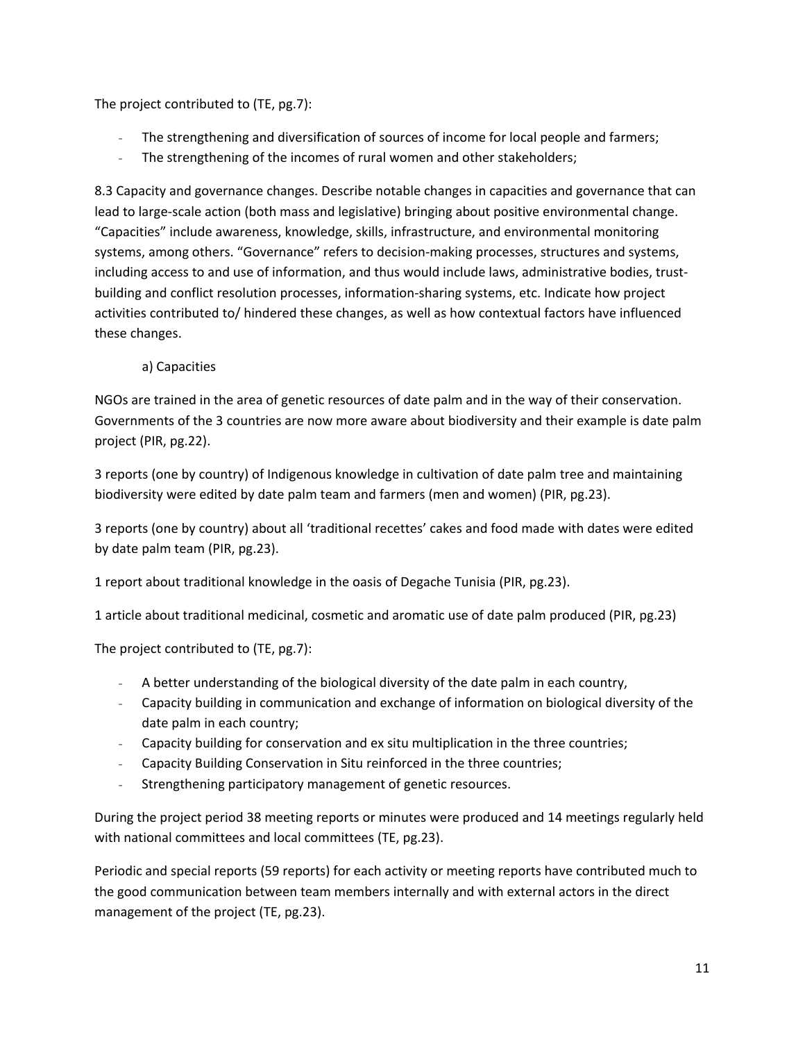The project contributed to (TE, pg.7):

- The strengthening and diversification of sources of income for local people and farmers;
- The strengthening of the incomes of rural women and other stakeholders;

8.3 Capacity and governance changes. Describe notable changes in capacities and governance that can lead to large-scale action (both mass and legislative) bringing about positive environmental change. "Capacities" include awareness, knowledge, skills, infrastructure, and environmental monitoring systems, among others. "Governance" refers to decision-making processes, structures and systems, including access to and use of information, and thus would include laws, administrative bodies, trust-building and conflict resolution processes, information-sharing systems, etc. Indicate how project activities contributed to/ hindered these changes, as well as how contextual factors have influenced these changes.

a) Capacities

NGOs are trained in the area of genetic resources of date palm and in the way of their conservation. Governments of the 3 countries are now more aware about biodiversity and their example is date palm project (PIR, pg.22).

3 reports (one by country) of Indigenous knowledge in cultivation of date palm tree and maintaining biodiversity were edited by date palm team and farmers (men and women) (PIR, pg.23).

3 reports (one by country) about all 'traditional recettes' cakes and food made with dates were edited by date palm team (PIR, pg.23).

1 report about traditional knowledge in the oasis of Degache Tunisia (PIR, pg.23).

1 article about traditional medicinal, cosmetic and aromatic use of date palm produced (PIR, pg.23)

The project contributed to (TE, pg.7):

- A better understanding of the biological diversity of the date palm in each country,
- Capacity building in communication and exchange of information on biological diversity of the date palm in each country;
- Capacity building for conservation and ex situ multiplication in the three countries;
- Capacity Building Conservation in Situ reinforced in the three countries;
- Strengthening participatory management of genetic resources.

During the project period 38 meeting reports or minutes were produced and 14 meetings regularly held with national committees and local committees (TE, pg.23).

Periodic and special reports (59 reports) for each activity or meeting reports have contributed much to the good communication between team members internally and with external actors in the direct management of the project (TE, pg.23).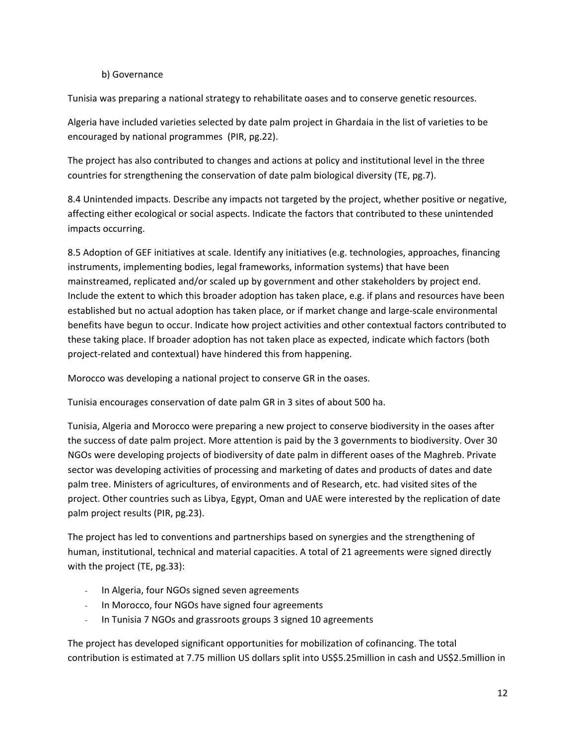b) Governance

Tunisia was preparing a national strategy to rehabilitate oases and to conserve genetic resources.

Algeria have included varieties selected by date palm project in Ghardaia in the list of varieties to be encouraged by national programmes (PIR, pg.22).

The project has also contributed to changes and actions at policy and institutional level in the three countries for strengthening the conservation of date palm biological diversity (TE, pg.7).

8.4 Unintended impacts. Describe any impacts not targeted by the project, whether positive or negative, affecting either ecological or social aspects. Indicate the factors that contributed to these unintended impacts occurring.

8.5 Adoption of GEF initiatives at scale. Identify any initiatives (e.g. technologies, approaches, financing instruments, implementing bodies, legal frameworks, information systems) that have been mainstreamed, replicated and/or scaled up by government and other stakeholders by project end. Include the extent to which this broader adoption has taken place, e.g. if plans and resources have been established but no actual adoption has taken place, or if market change and large-scale environmental benefits have begun to occur. Indicate how project activities and other contextual factors contributed to these taking place. If broader adoption has not taken place as expected, indicate which factors (both project-related and contextual) have hindered this from happening.

Morocco was developing a national project to conserve GR in the oases.

Tunisia encourages conservation of date palm GR in 3 sites of about 500 ha.

Tunisia, Algeria and Morocco were preparing a new project to conserve biodiversity in the oases after the success of date palm project. More attention is paid by the 3 governments to biodiversity. Over 30 NGOs were developing projects of biodiversity of date palm in different oases of the Maghreb. Private sector was developing activities of processing and marketing of dates and products of dates and date palm tree. Ministers of agricultures, of environments and of Research, etc. had visited sites of the project. Other countries such as Libya, Egypt, Oman and UAE were interested by the replication of date palm project results (PIR, pg.23).

The project has led to conventions and partnerships based on synergies and the strengthening of human, institutional, technical and material capacities. A total of 21 agreements were signed directly with the project (TE, pg.33):

- In Algeria, four NGOs signed seven agreements
- In Morocco, four NGOs have signed four agreements
- In Tunisia 7 NGOs and grassroots groups 3 signed 10 agreements

The project has developed significant opportunities for mobilization of cofinancing. The total contribution is estimated at 7.75 million US dollars split into US$5.25million in cash and US$2.5million in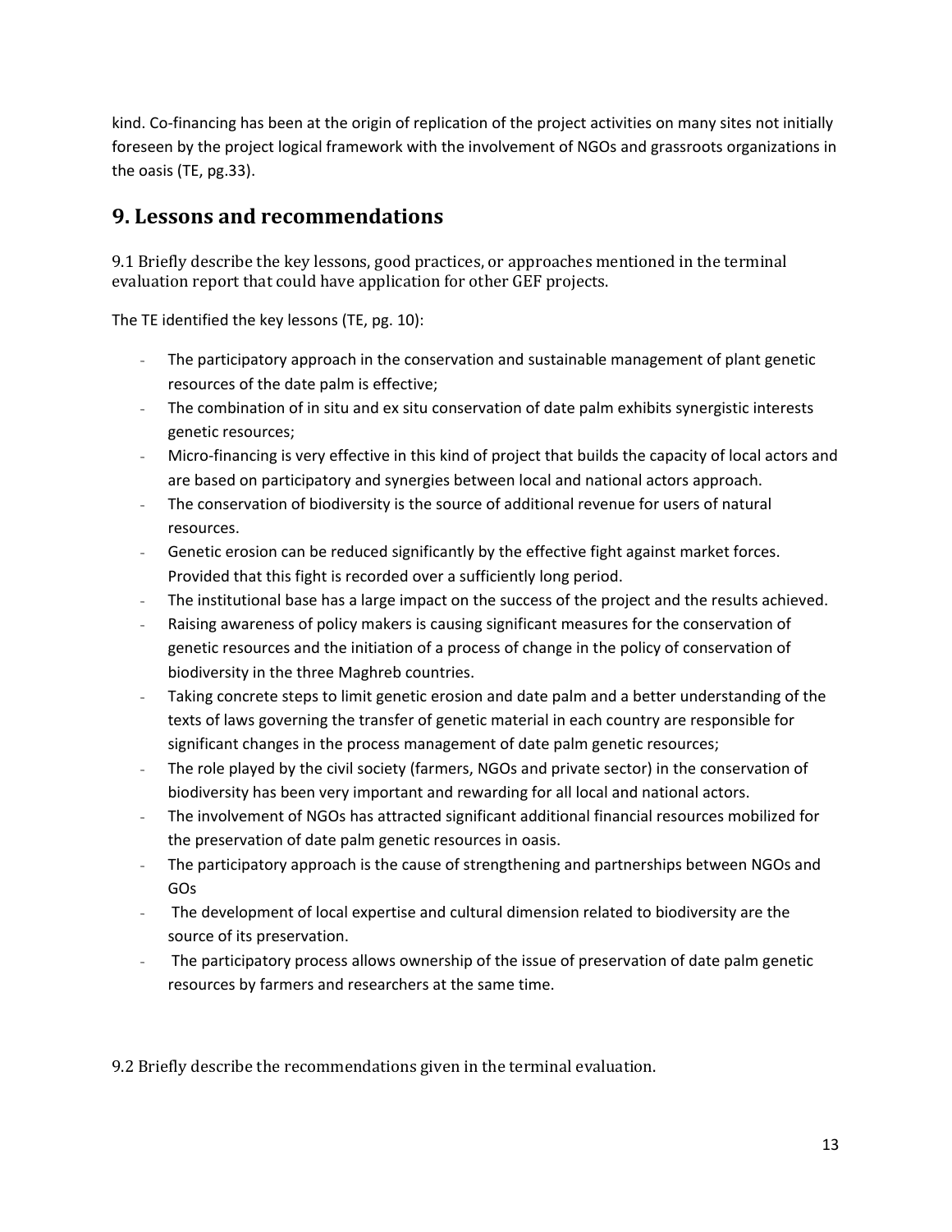kind. Co-financing has been at the origin of replication of the project activities on many sites not initially foreseen by the project logical framework with the involvement of NGOs and grassroots organizations in the oasis (TE, pg.33).

## 9. Lessons and recommendations

9.1 Briefly describe the key lessons, good practices, or approaches mentioned in the terminal evaluation report that could have application for other GEF projects.

The TE identified the key lessons (TE, pg. 10):

- The participatory approach in the conservation and sustainable management of plant genetic resources of the date palm is effective;
- The combination of in situ and ex situ conservation of date palm exhibits synergistic interests genetic resources;
- Micro-financing is very effective in this kind of project that builds the capacity of local actors and are based on participatory and synergies between local and national actors approach.
- The conservation of biodiversity is the source of additional revenue for users of natural resources.
- Genetic erosion can be reduced significantly by the effective fight against market forces. Provided that this fight is recorded over a sufficiently long period.
- The institutional base has a large impact on the success of the project and the results achieved.
- Raising awareness of policy makers is causing significant measures for the conservation of genetic resources and the initiation of a process of change in the policy of conservation of biodiversity in the three Maghreb countries.
- Taking concrete steps to limit genetic erosion and date palm and a better understanding of the texts of laws governing the transfer of genetic material in each country are responsible for significant changes in the process management of date palm genetic resources;
- The role played by the civil society (farmers, NGOs and private sector) in the conservation of biodiversity has been very important and rewarding for all local and national actors.
- The involvement of NGOs has attracted significant additional financial resources mobilized for the preservation of date palm genetic resources in oasis.
- The participatory approach is the cause of strengthening and partnerships between NGOs and GOs
- The development of local expertise and cultural dimension related to biodiversity are the source of its preservation.
- The participatory process allows ownership of the issue of preservation of date palm genetic resources by farmers and researchers at the same time.

9.2 Briefly describe the recommendations given in the terminal evaluation.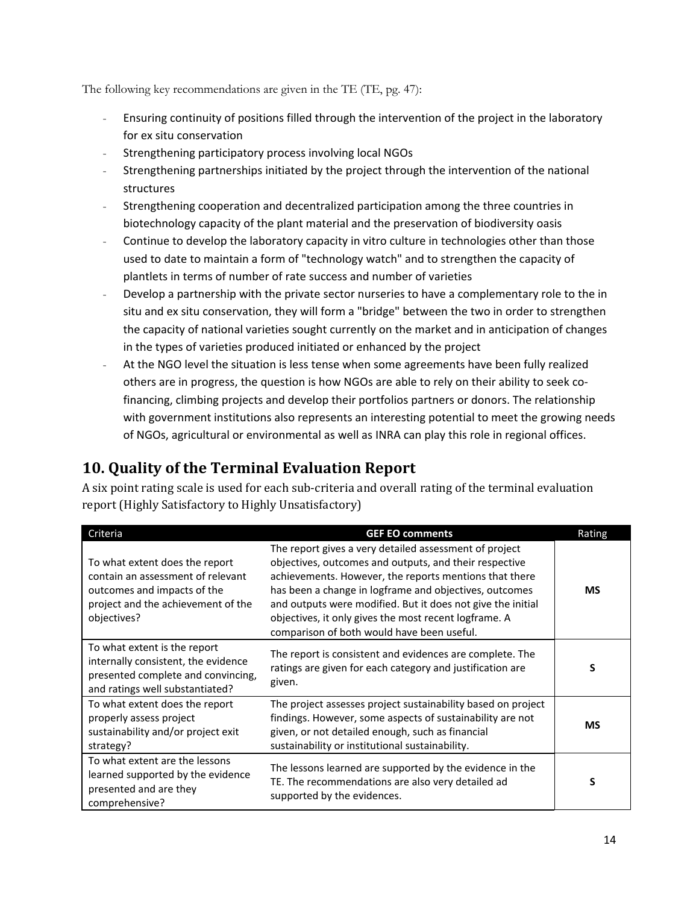The following key recommendations are given in the TE (TE, pg. 47):

- Ensuring continuity of positions filled through the intervention of the project in the laboratory for ex situ conservation
- Strengthening participatory process involving local NGOs
- Strengthening partnerships initiated by the project through the intervention of the national structures
- Strengthening cooperation and decentralized participation among the three countries in biotechnology capacity of the plant material and the preservation of biodiversity oasis
- Continue to develop the laboratory capacity in vitro culture in technologies other than those used to date to maintain a form of "technology watch" and to strengthen the capacity of plantlets in terms of number of rate success and number of varieties
- Develop a partnership with the private sector nurseries to have a complementary role to the in situ and ex situ conservation, they will form a "bridge" between the two in order to strengthen the capacity of national varieties sought currently on the market and in anticipation of changes in the types of varieties produced initiated or enhanced by the project
- At the NGO level the situation is less tense when some agreements have been fully realized others are in progress, the question is how NGOs are able to rely on their ability to seek co-financing, climbing projects and develop their portfolios partners or donors. The relationship with government institutions also represents an interesting potential to meet the growing needs of NGOs, agricultural or environmental as well as INRA can play this role in regional offices.

## 10. Quality of the Terminal Evaluation Report

A six point rating scale is used for each sub-criteria and overall rating of the terminal evaluation report (Highly Satisfactory to Highly Unsatisfactory)

| Criteria | GEF EO comments | Rating |
|---|---|---|
| To what extent does the report contain an assessment of relevant outcomes and impacts of the project and the achievement of the objectives? | The report gives a very detailed assessment of project objectives, outcomes and outputs, and their respective achievements. However, the reports mentions that there has been a change in logframe and objectives, outcomes and outputs were modified. But it does not give the initial objectives, it only gives the most recent logframe. A comparison of both would have been useful. | **MS** |
| To what extent is the report internally consistent, the evidence presented complete and convincing, and ratings well substantiated? | The report is consistent and evidences are complete. The ratings are given for each category and justification are given. | **S** |
| To what extent does the report properly assess project sustainability and/or project exit strategy? | The project assesses project sustainability based on project findings. However, some aspects of sustainability are not given, or not detailed enough, such as financial sustainability or institutional sustainability. | **MS** |
| To what extent are the lessons learned supported by the evidence presented and are they comprehensive? | The lessons learned are supported by the evidence in the TE. The recommendations are also very detailed ad supported by the evidences. | **S** |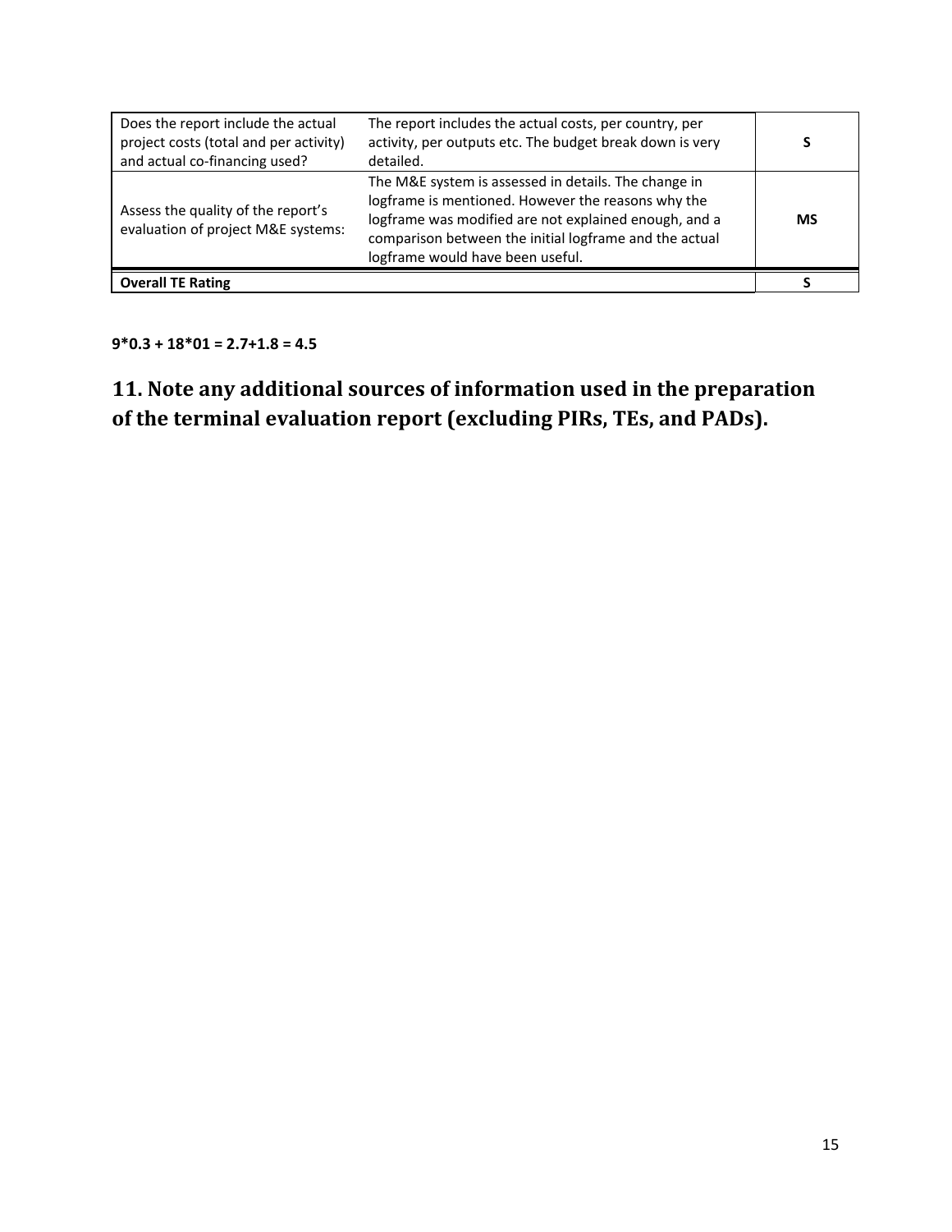| | | |
|---|---|---|
| Does the report include the actual project costs (total and per activity) and actual co-financing used? | The report includes the actual costs, per country, per activity, per outputs etc. The budget break down is very detailed. | **S** |
| Assess the quality of the report's evaluation of project M&E systems: | The M&E system is assessed in details. The change in logframe is mentioned. However the reasons why the logframe was modified are not explained enough, and a comparison between the initial logframe and the actual logframe would have been useful. | **MS** |
| **Overall TE Rating** | | **S** |

**9*0.3 + 18*01 = 2.7+1.8 = 4.5**

## 11. Note any additional sources of information used in the preparation of the terminal evaluation report (excluding PIRs, TEs, and PADs).